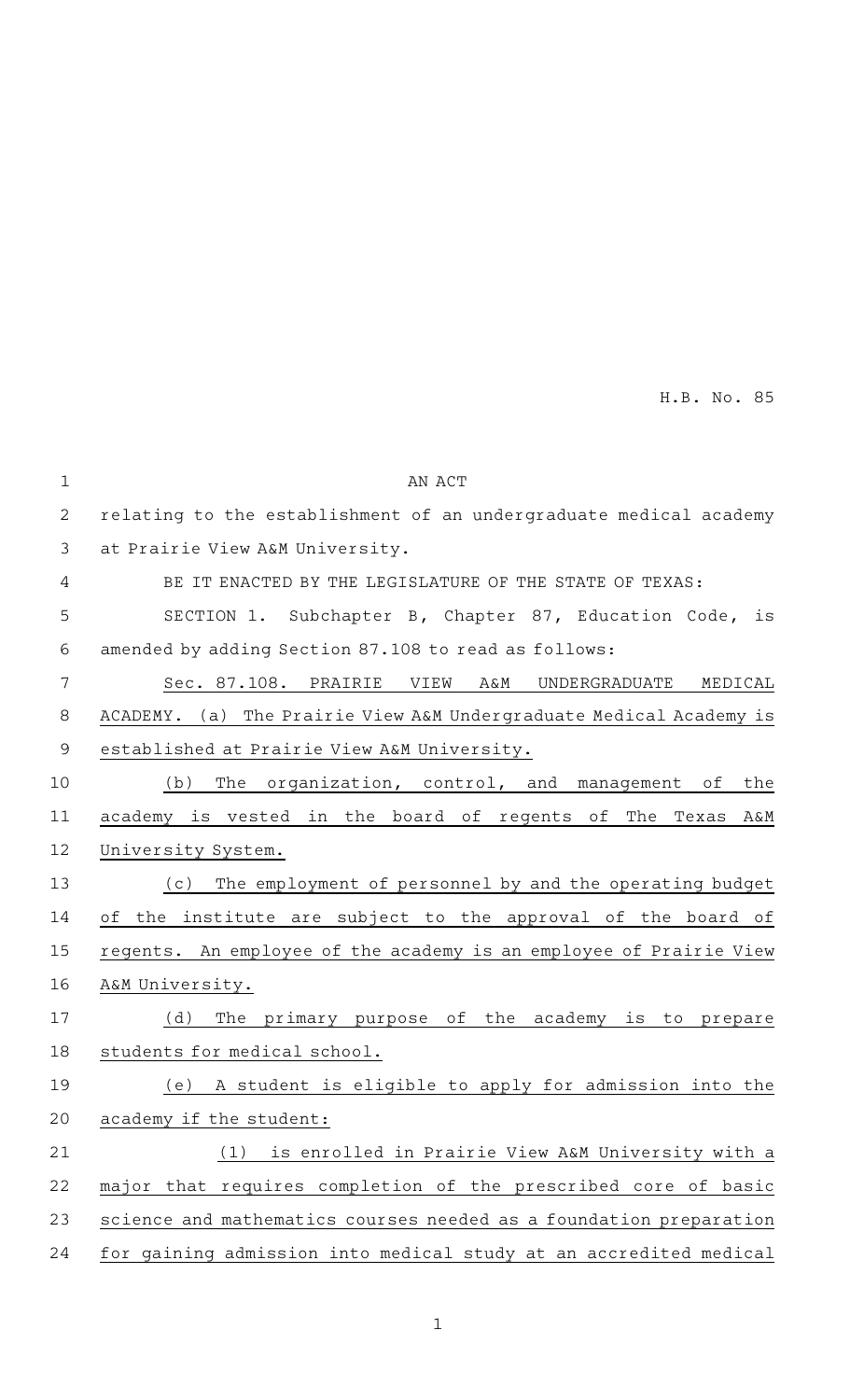H.B. No. 85

AN ACT

relating to the establishment of an undergraduate medical academy at Prairie View A&M University.

BE IT ENACTED BY THE LEGISLATURE OF THE STATE OF TEXAS:

SECTION 1. Subchapter B, Chapter 87, Education Code, is amended by adding Section 87.108 to read as follows:

Sec. 87.108. PRAIRIE VIEW A&M UNDERGRADUATE MEDICAL ACADEMY. (a) The Prairie View A&M Undergraduate Medical Academy is established at Prairie View A&M University.

(b) The organization, control, and management of the academy is vested in the board of regents of The Texas A&M University System.

(c) The employment of personnel by and the operating budget of the institute are subject to the approval of the board of regents. An employee of the academy is an employee of Prairie View A&M University.

(d) The primary purpose of the academy is to prepare students for medical school.

(e) A student is eligible to apply for admission into the academy if the student:

(1) is enrolled in Prairie View A&M University with a major that requires completion of the prescribed core of basic science and mathematics courses needed as a foundation preparation for gaining admission into medical study at an accredited medical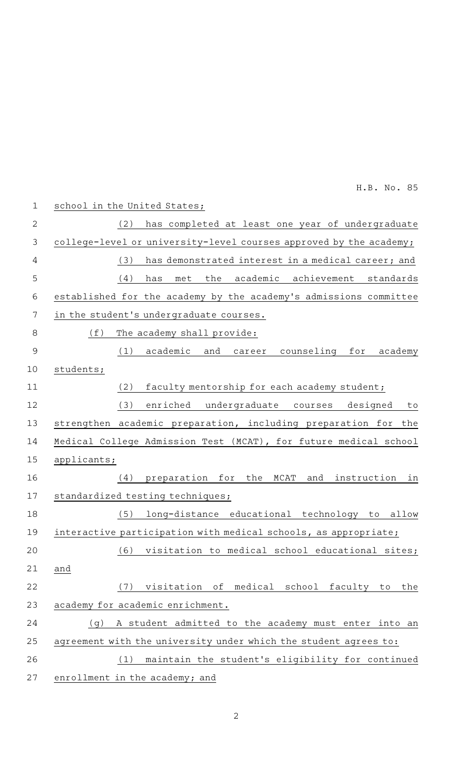school in the United States;

(2) has completed at least one year of undergraduate college-level or university-level courses approved by the academy;

(3) has demonstrated interest in a medical career; and

(4) has met the academic achievement standards established for the academy by the academy's admissions committee in the student's undergraduate courses.

(f) The academy shall provide:

(1) academic and career counseling for academy students;

(2) faculty mentorship for each academy student;

(3) enriched undergraduate courses designed to strengthen academic preparation, including preparation for the Medical College Admission Test (MCAT), for future medical school applicants;

(4) preparation for the MCAT and instruction in standardized testing techniques;

(5) long-distance educational technology to allow interactive participation with medical schools, as appropriate;

(6) visitation to medical school educational sites; and

(7) visitation of medical school faculty to the academy for academic enrichment.

(g) A student admitted to the academy must enter into an agreement with the university under which the student agrees to:

(1) maintain the student's eligibility for continued enrollment in the academy; and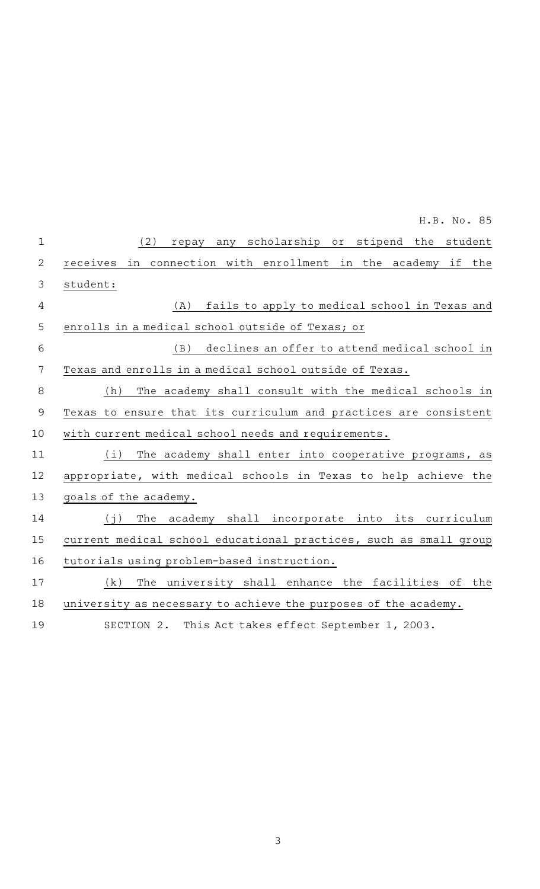(2) repay any scholarship or stipend the student receives in connection with enrollment in the academy if the student:

(A) fails to apply to medical school in Texas and enrolls in a medical school outside of Texas; or

(B) declines an offer to attend medical school in Texas and enrolls in a medical school outside of Texas.

(h) The academy shall consult with the medical schools in Texas to ensure that its curriculum and practices are consistent with current medical school needs and requirements.

(i) The academy shall enter into cooperative programs, as appropriate, with medical schools in Texas to help achieve the goals of the academy.

(j) The academy shall incorporate into its curriculum current medical school educational practices, such as small group tutorials using problem-based instruction.

(k) The university shall enhance the facilities of the university as necessary to achieve the purposes of the academy.

SECTION 2. This Act takes effect September 1, 2003.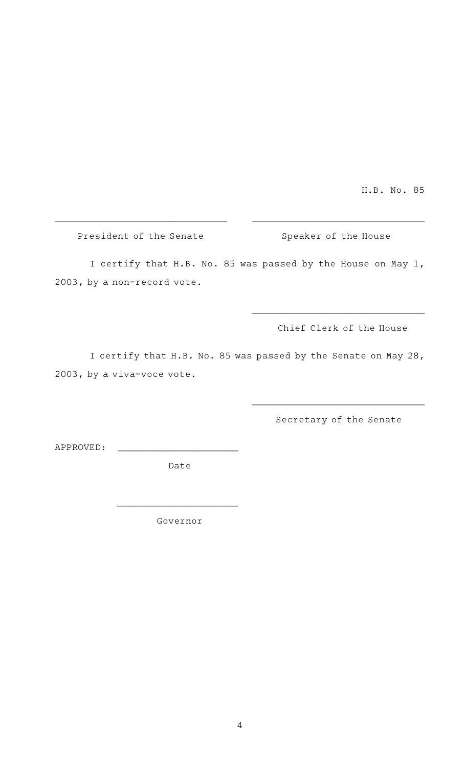H.B. No. 85

______________________________ ______________________________

President of the Senate Speaker of the House

I certify that H.B. No. 85 was passed by the House on May 1, 2003, by a non-record vote.

______________________________

Chief Clerk of the House

I certify that H.B. No. 85 was passed by the Senate on May 28, 2003, by a viva-voce vote.

______________________________

Secretary of the Senate

APPROVED: _____________________

Date

_____________________

Governor